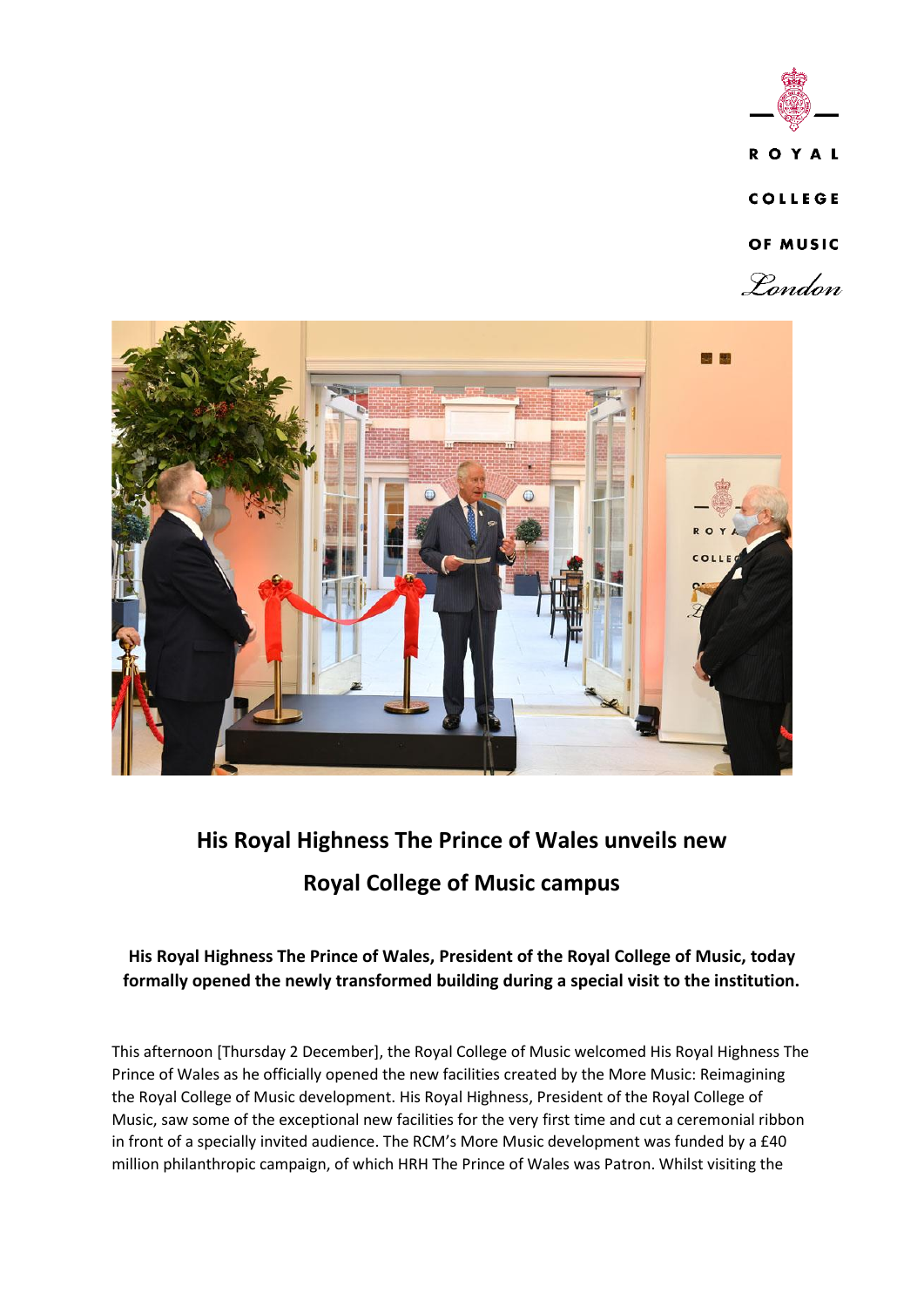# His Royal Highness The Prince of Wales unveils new Royal College of Music campus

**His Royal Highness The Prince of Wales, President of the Royal College of Music, today formally opened the newly transformed building during a special visit to the institution.**

This afternoon [Thursday 2 December], the Royal College of Music welcomed His Royal Highness The Prince of Wales as he officially opened the new facilities created by the More Music: Reimagining the Royal College of Music development. His Royal Highness, President of the Royal College of Music, saw some of the exceptional new facilities for the very first time and cut a ceremonial ribbon in front of a specially invited audience. The RCM's More Music development was funded by a £40 million philanthropic campaign, of which HRH The Prince of Wales was Patron. Whilst visiting the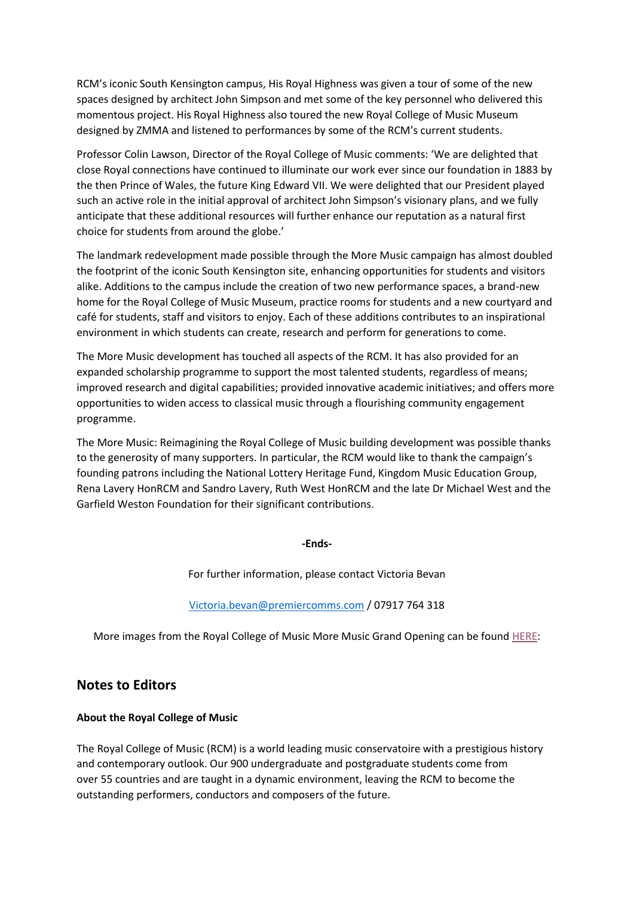RCM's iconic South Kensington campus, His Royal Highness was given a tour of some of the new spaces designed by architect John Simpson and met some of the key personnel who delivered this momentous project. His Royal Highness also toured the new Royal College of Music Museum designed by ZMMA and listened to performances by some of the RCM's current students.

Professor Colin Lawson, Director of the Royal College of Music comments: 'We are delighted that close Royal connections have continued to illuminate our work ever since our foundation in 1883 by the then Prince of Wales, the future King Edward VII. We were delighted that our President played such an active role in the initial approval of architect John Simpson's visionary plans, and we fully anticipate that these additional resources will further enhance our reputation as a natural first choice for students from around the globe.'

The landmark redevelopment made possible through the More Music campaign has almost doubled the footprint of the iconic South Kensington site, enhancing opportunities for students and visitors alike. Additions to the campus include the creation of two new performance spaces, a brand-new home for the Royal College of Music Museum, practice rooms for students and a new courtyard and café for students, staff and visitors to enjoy. Each of these additions contributes to an inspirational environment in which students can create, research and perform for generations to come.

The More Music development has touched all aspects of the RCM. It has also provided for an expanded scholarship programme to support the most talented students, regardless of means; improved research and digital capabilities; provided innovative academic initiatives; and offers more opportunities to widen access to classical music through a flourishing community engagement programme.

The More Music: Reimagining the Royal College of Music building development was possible thanks to the generosity of many supporters. In particular, the RCM would like to thank the campaign's founding patrons including the National Lottery Heritage Fund, Kingdom Music Education Group, Rena Lavery HonRCM and Sandro Lavery, Ruth West HonRCM and the late Dr Michael West and the Garfield Weston Foundation for their significant contributions.

**-Ends-**

For further information, please contact Victoria Bevan

Victoria.bevan@premiercomms.com / 07917 764 318

More images from the Royal College of Music More Music Grand Opening can be found HERE:

## Notes to Editors

**About the Royal College of Music**

The Royal College of Music (RCM) is a world leading music conservatoire with a prestigious history and contemporary outlook. Our 900 undergraduate and postgraduate students come from over 55 countries and are taught in a dynamic environment, leaving the RCM to become the outstanding performers, conductors and composers of the future.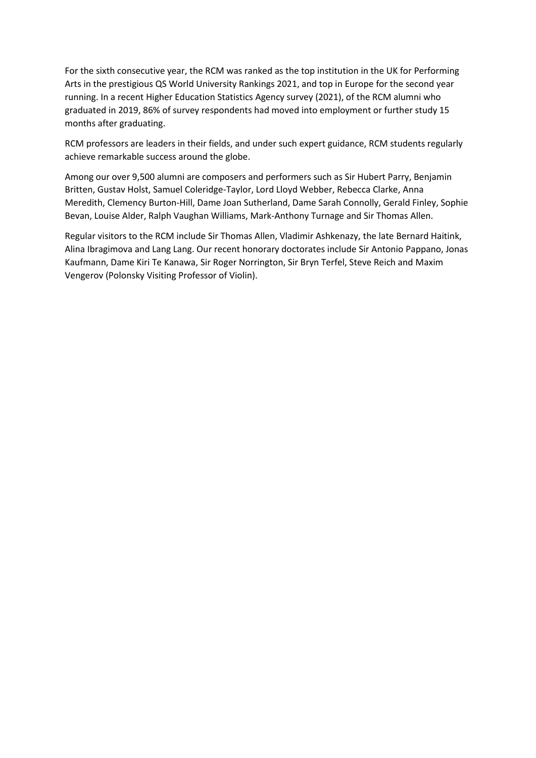For the sixth consecutive year, the RCM was ranked as the top institution in the UK for Performing Arts in the prestigious QS World University Rankings 2021, and top in Europe for the second year running. In a recent Higher Education Statistics Agency survey (2021), of the RCM alumni who graduated in 2019, 86% of survey respondents had moved into employment or further study 15 months after graduating.

RCM professors are leaders in their fields, and under such expert guidance, RCM students regularly achieve remarkable success around the globe.

Among our over 9,500 alumni are composers and performers such as Sir Hubert Parry, Benjamin Britten, Gustav Holst, Samuel Coleridge-Taylor, Lord Lloyd Webber, Rebecca Clarke, Anna Meredith, Clemency Burton-Hill, Dame Joan Sutherland, Dame Sarah Connolly, Gerald Finley, Sophie Bevan, Louise Alder, Ralph Vaughan Williams, Mark-Anthony Turnage and Sir Thomas Allen.

Regular visitors to the RCM include Sir Thomas Allen, Vladimir Ashkenazy, the late Bernard Haitink, Alina Ibragimova and Lang Lang. Our recent honorary doctorates include Sir Antonio Pappano, Jonas Kaufmann, Dame Kiri Te Kanawa, Sir Roger Norrington, Sir Bryn Terfel, Steve Reich and Maxim Vengerov (Polonsky Visiting Professor of Violin).